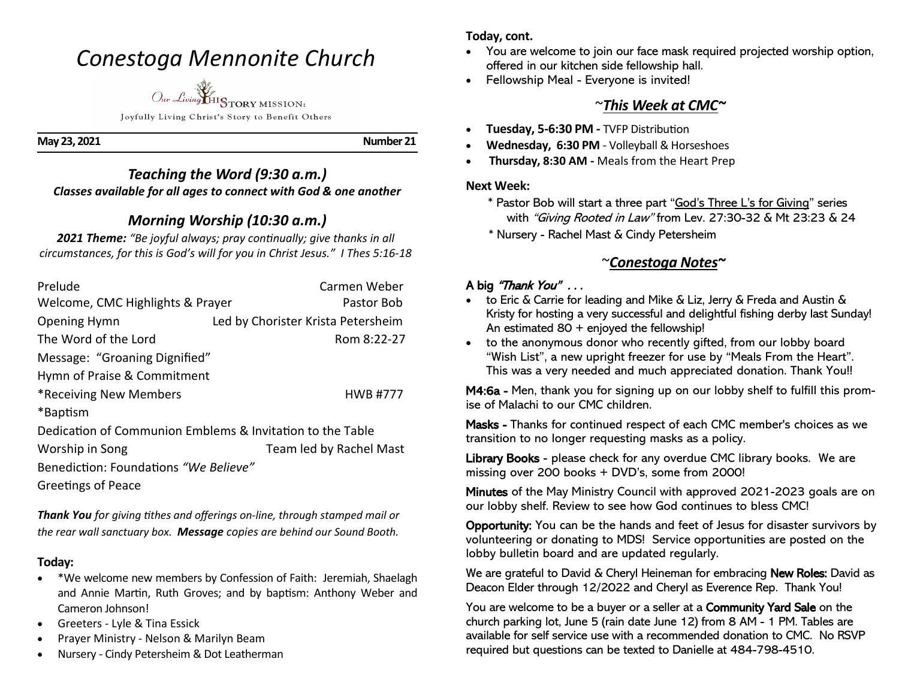# *Conestoga Mennonite Church*

Our Living HISTORY MISSION:

Joyfully Living Christ's Story to Benefit Others

**May 23, 2021** **Number 21**

## *Teaching the Word (9:30 a.m.)*

***Classes available for all ages to connect with God & one another***

## *Morning Worship (10:30 a.m.)*

***2021 Theme:*** *"Be joyful always; pray continually; give thanks in all circumstances, for this is God's will for you in Christ Jesus." I Thes 5:16-18*

| | |
|---|---|
| Prelude | Carmen Weber |
| Welcome, CMC Highlights & Prayer | Pastor Bob |
| Opening Hymn | Led by Chorister Krista Petersheim |
| The Word of the Lord | Rom 8:22-27 |
| Message: "Groaning Dignified" | |
| Hymn of Praise & Commitment | |
| *Receiving New Members | HWB #777 |
| *Baptism | |
| Dedication of Communion Emblems & Invitation to the Table | |
| Worship in Song | Team led by Rachel Mast |
| Benediction: Foundations *"We Believe"* | |
| Greetings of Peace | |

***Thank You*** *for giving tithes and offerings on-line, through stamped mail or the rear wall sanctuary box.* ***Message*** *copies are behind our Sound Booth.*

**Today:**

- *We welcome new members by Confession of Faith: Jeremiah, Shaelagh and Annie Martin, Ruth Groves; and by baptism: Anthony Weber and Cameron Johnson!
- Greeters - Lyle & Tina Essick
- Prayer Ministry - Nelson & Marilyn Beam
- Nursery - Cindy Petersheim & Dot Leatherman

**Today, cont.**

- You are welcome to join our face mask required projected worship option, offered in our kitchen side fellowship hall.
- Fellowship Meal - Everyone is invited!

## *~This Week at CMC~*

- **Tuesday, 5-6:30 PM -** TVFP Distribution
- **Wednesday, 6:30 PM** - Volleyball & Horseshoes
- **Thursday, 8:30 AM -** Meals from the Heart Prep

**Next Week:**

\* Pastor Bob will start a three part "God's Three L's for Giving" series with *"Giving Rooted in Law"* from Lev. 27:30-32 & Mt 23:23 & 24

\* Nursery - Rachel Mast & Cindy Petersheim

## *~Conestoga Notes~*

**A big *"Thank You" . . .***

- to Eric & Carrie for leading and Mike & Liz, Jerry & Freda and Austin & Kristy for hosting a very successful and delightful fishing derby last Sunday! An estimated 80 + enjoyed the fellowship!
- to the anonymous donor who recently gifted, from our lobby board "Wish List", a new upright freezer for use by "Meals From the Heart". This was a very needed and much appreciated donation. Thank You!!

**M4:6a -** Men, thank you for signing up on our lobby shelf to fulfill this promise of Malachi to our CMC children.

**Masks -** Thanks for continued respect of each CMC member's choices as we transition to no longer requesting masks as a policy.

**Library Books** - please check for any overdue CMC library books. We are missing over 200 books + DVD's, some from 2000!

**Minutes** of the May Ministry Council with approved 2021-2023 goals are on our lobby shelf. Review to see how God continues to bless CMC!

**Opportunity:** You can be the hands and feet of Jesus for disaster survivors by volunteering or donating to MDS! Service opportunities are posted on the lobby bulletin board and are updated regularly.

We are grateful to David & Cheryl Heineman for embracing **New Roles:** David as Deacon Elder through 12/2022 and Cheryl as Everence Rep. Thank You!

You are welcome to be a buyer or a seller at a **Community Yard Sale** on the church parking lot, June 5 (rain date June 12) from 8 AM - 1 PM. Tables are available for self service use with a recommended donation to CMC. No RSVP required but questions can be texted to Danielle at 484-798-4510.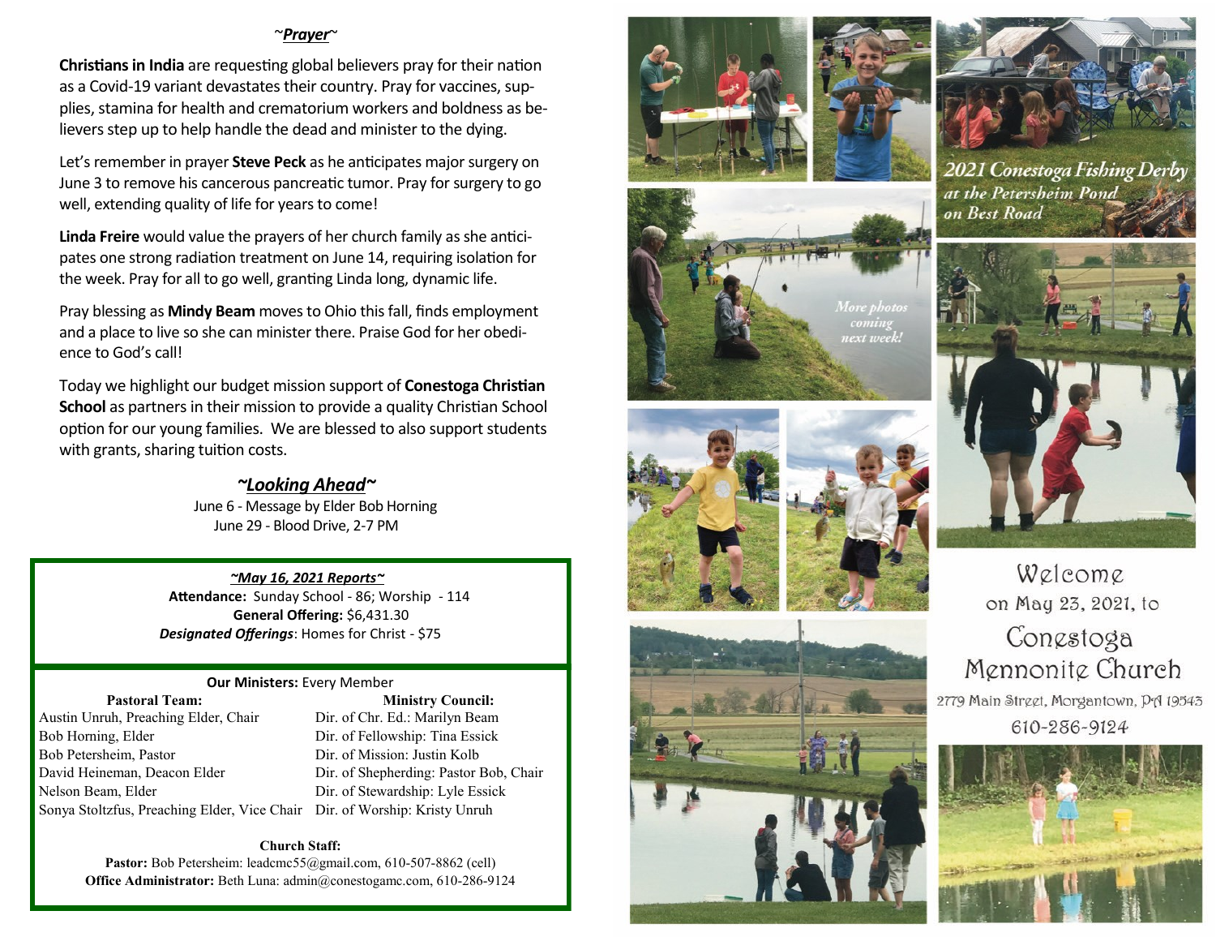## ~*Prayer*~

**Christians in India** are requesting global believers pray for their nation as a Covid-19 variant devastates their country. Pray for vaccines, supplies, stamina for health and crematorium workers and boldness as believers step up to help handle the dead and minister to the dying.

Let's remember in prayer **Steve Peck** as he anticipates major surgery on June 3 to remove his cancerous pancreatic tumor. Pray for surgery to go well, extending quality of life for years to come!

**Linda Freire** would value the prayers of her church family as she anticipates one strong radiation treatment on June 14, requiring isolation for the week. Pray for all to go well, granting Linda long, dynamic life.

Pray blessing as **Mindy Beam** moves to Ohio this fall, finds employment and a place to live so she can minister there. Praise God for her obedience to God's call!

Today we highlight our budget mission support of **Conestoga Christian School** as partners in their mission to provide a quality Christian School option for our young families. We are blessed to also support students with grants, sharing tuition costs.

## ~*Looking Ahead*~

June 6 - Message by Elder Bob Horning
June 29 - Blood Drive, 2-7 PM

### ~*May 16, 2021 Reports*~

**Attendance:** Sunday School - 86; Worship - 114
**General Offering:** $6,431.30
***Designated Offerings***: Homes for Christ - $75

**Our Ministers:** Every Member

| Pastoral Team: | Ministry Council: |
|---|---|
| Austin Unruh, Preaching Elder, Chair | Dir. of Chr. Ed.: Marilyn Beam |
| Bob Horning, Elder | Dir. of Fellowship: Tina Essick |
| Bob Petersheim, Pastor | Dir. of Mission: Justin Kolb |
| David Heineman, Deacon Elder | Dir. of Shepherding: Pastor Bob, Chair |
| Nelson Beam, Elder | Dir. of Stewardship: Lyle Essick |
| Sonya Stoltzfus, Preaching Elder, Vice Chair | Dir. of Worship: Kristy Unruh |

**Church Staff:**
**Pastor:** Bob Petersheim: leadcmc55@gmail.com, 610-507-8862 (cell)
**Office Administrator:** Beth Luna: admin@conestogamc.com, 610-286-9124

*2021 Conestoga Fishing Derby at the Petersheim Pond on Best Road*

*More photos coming next week!*

# Welcome on May 23, 2021, to Conestoga Mennonite Church

2779 Main Street, Morgantown, PA 19543
610-286-9124